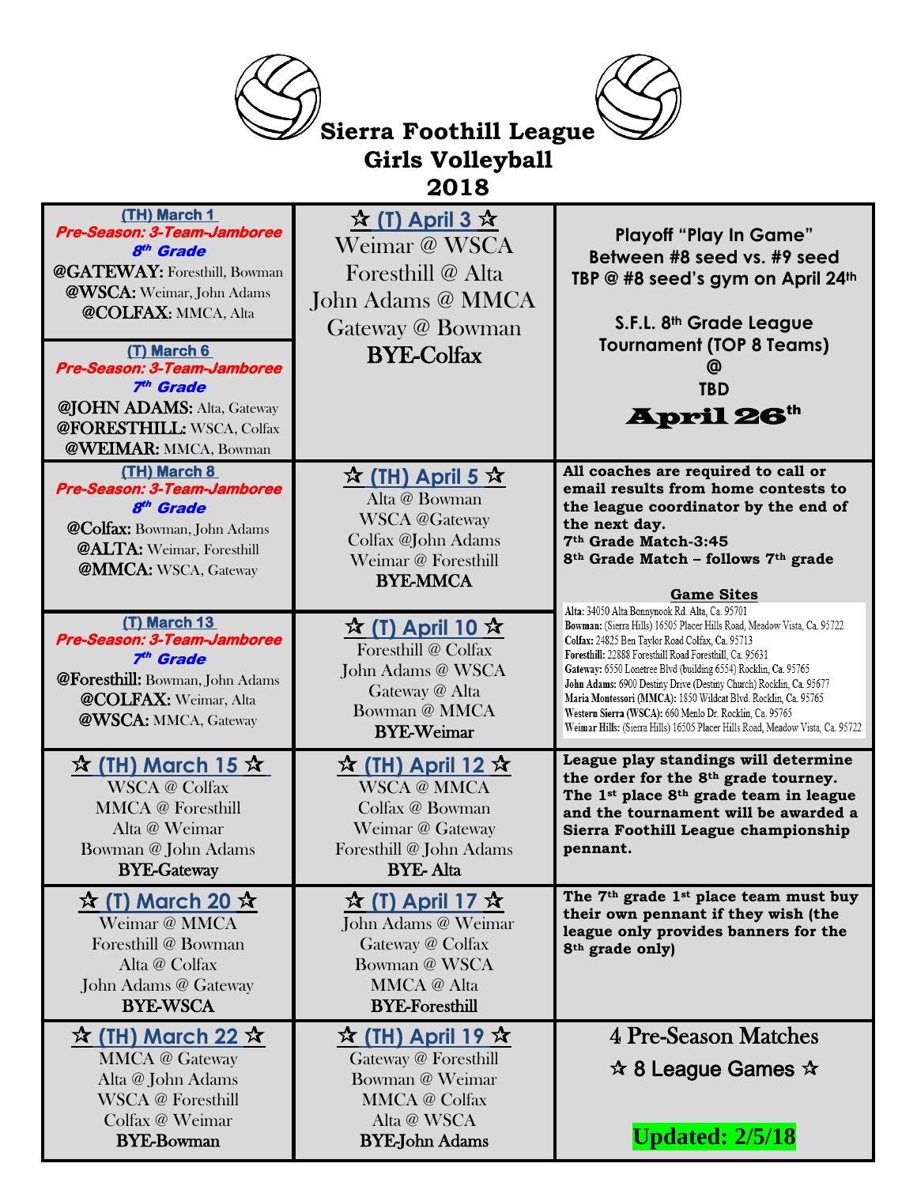# Sierra Foothill League
# Girls Volleyball
# 2018

**(TH) March 1**
***Pre-Season: 3-Team-Jamboree***
***8th Grade***
**@GATEWAY:** Foresthill, Bowman
**@WSCA:** Weimar, John Adams
**@COLFAX:** MMCA, Alta

**(T) March 6**
***Pre-Season: 3-Team-Jamboree***
***7th Grade***
**@JOHN ADAMS:** Alta, Gateway
**@FORESTHILL:** WSCA, Colfax
**@WEIMAR:** MMCA, Bowman

**(TH) March 8**
***Pre-Season: 3-Team-Jamboree***
***8th Grade***
**@Colfax:** Bowman, John Adams
**@ALTA:** Weimar, Foresthill
**@MMCA:** WSCA, Gateway

**(T) March 13**
***Pre-Season: 3-Team-Jamboree***
***7th Grade***
**@Foresthill:** Bowman, John Adams
**@COLFAX:** Weimar, Alta
**@WSCA:** MMCA, Gateway

**☆ (TH) March 15 ☆**
WSCA @ Colfax
MMCA @ Foresthill
Alta @ Weimar
Bowman @ John Adams
**BYE-Gateway**

**☆ (T) March 20 ☆**
Weimar @ MMCA
Foresthill @ Bowman
Alta @ Colfax
John Adams @ Gateway
**BYE-WSCA**

**☆ (TH) March 22 ☆**
MMCA @ Gateway
Alta @ John Adams
WSCA @ Foresthill
Colfax @ Weimar
**BYE-Bowman**

**☆ (T) April 3 ☆**
Weimar @ WSCA
Foresthill @ Alta
John Adams @ MMCA
Gateway @ Bowman
**BYE-Colfax**

**☆ (TH) April 5 ☆**
Alta @ Bowman
WSCA @Gateway
Colfax @John Adams
Weimar @ Foresthill
**BYE-MMCA**

**☆ (T) April 10 ☆**
Foresthill @ Colfax
John Adams @ WSCA
Gateway @ Alta
Bowman @ MMCA
**BYE-Weimar**

**☆ (TH) April 12 ☆**
WSCA @ MMCA
Colfax @ Bowman
Weimar @ Gateway
Foresthill @ John Adams
**BYE- Alta**

**☆ (T) April 17 ☆**
John Adams @ Weimar
Gateway @ Colfax
Bowman @ WSCA
MMCA @ Alta
**BYE-Foresthill**

**☆ (TH) April 19 ☆**
Gateway @ Foresthill
Bowman @ Weimar
MMCA @ Colfax
Alta @ WSCA
**BYE-John Adams**

**Playoff "Play In Game"**
**Between #8 seed vs. #9 seed**
**TBP @ #8 seed's gym on April 24th**

**S.F.L. 8th Grade League Tournament (TOP 8 Teams)**
**@**
**TBD**
**April 26th**

**All coaches are required to call or email results from home contests to the league coordinator by the end of the next day.**
**7th Grade Match-3:45**
**8th Grade Match – follows 7th grade**

**Game Sites**
**Alta:** 34050 Alta Bonnynook Rd. Alta, Ca. 95701
**Bowman:** (Sierra Hills) 16505 Placer Hills Road, Meadow Vista, Ca. 95722
**Colfax:** 24825 Ben Taylor Road Colfax, Ca. 95713
**Foresthill:** 22888 Foresthill Road Foresthill, Ca. 95631
**Gateway:** 6550 Lonetree Blvd (building 6554) Rocklin, Ca. 95765
**John Adams:** 6900 Destiny Drive (Destiny Church) Rocklin, Ca. 95677
**Maria Montessori (MMCA):** 1850 Wildcat Blvd. Rocklin, Ca. 95765
**Western Sierra (WSCA):** 660 Menlo Dr. Rocklin, Ca. 95765
**Weimar Hills:** (Sierra Hills) 16505 Placer Hills Road, Meadow Vista, Ca. 95722

**League play standings will determine the order for the 8th grade tourney. The 1st place 8th grade team in league and the tournament will be awarded a Sierra Foothill League championship pennant.**

**The 7th grade 1st place team must buy their own pennant if they wish (the league only provides banners for the 8th grade only)**

4 Pre-Season Matches
☆ 8 League Games ☆

**Updated: 2/5/18**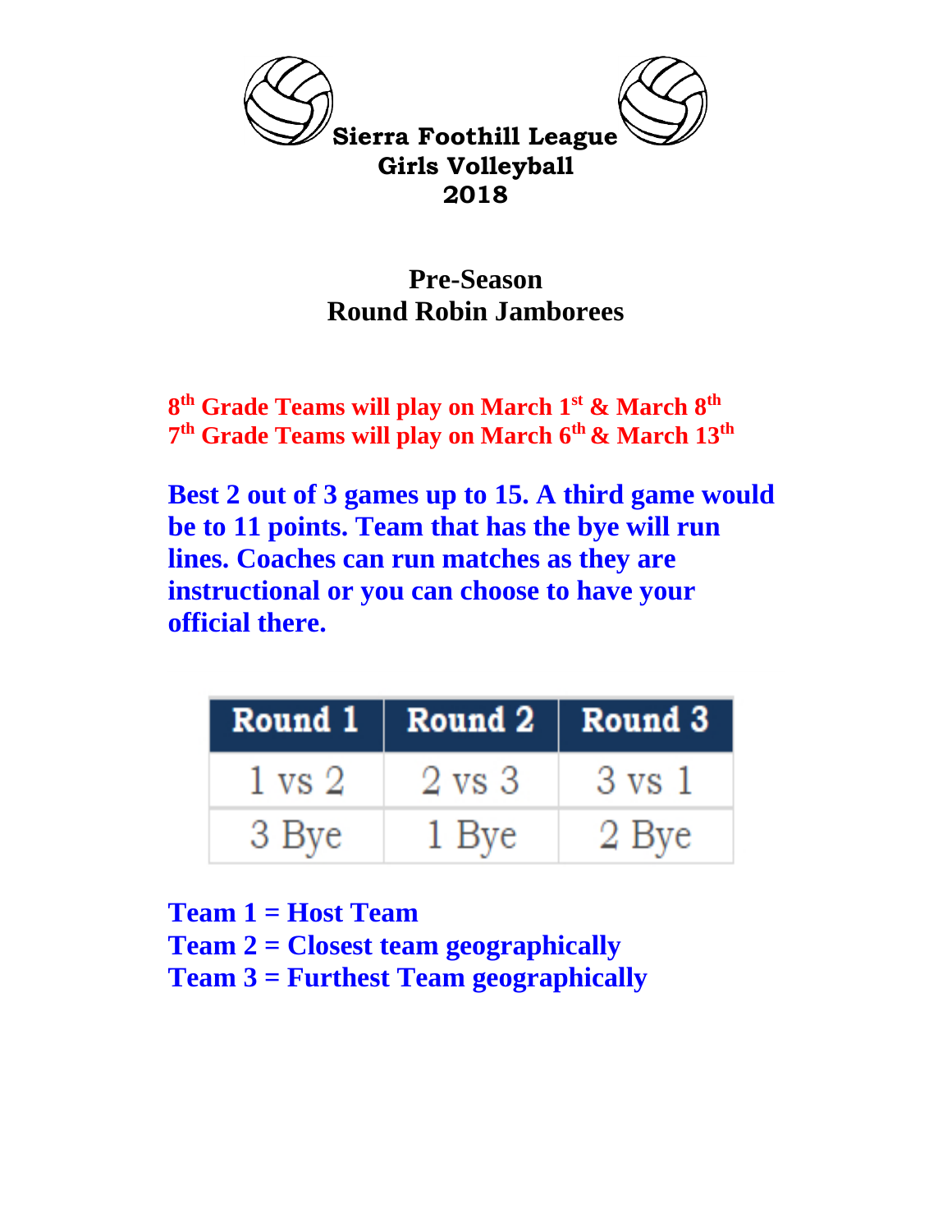# Sierra Foothill League
# Girls Volleyball
# 2018

## Pre-Season
## Round Robin Jamborees

**8th Grade Teams will play on March 1st & March 8th**
**7th Grade Teams will play on March 6th & March 13th**

**Best 2 out of 3 games up to 15. A third game would be to 11 points. Team that has the bye will run lines. Coaches can run matches as they are instructional or you can choose to have your official there.**

| Round 1 | Round 2 | Round 3 |
|---|---|---|
| 1 vs 2 | 2 vs 3 | 3 vs 1 |
| 3 Bye | 1 Bye | 2 Bye |

**Team 1 = Host Team**
**Team 2 = Closest team geographically**
**Team 3 = Furthest Team geographically**